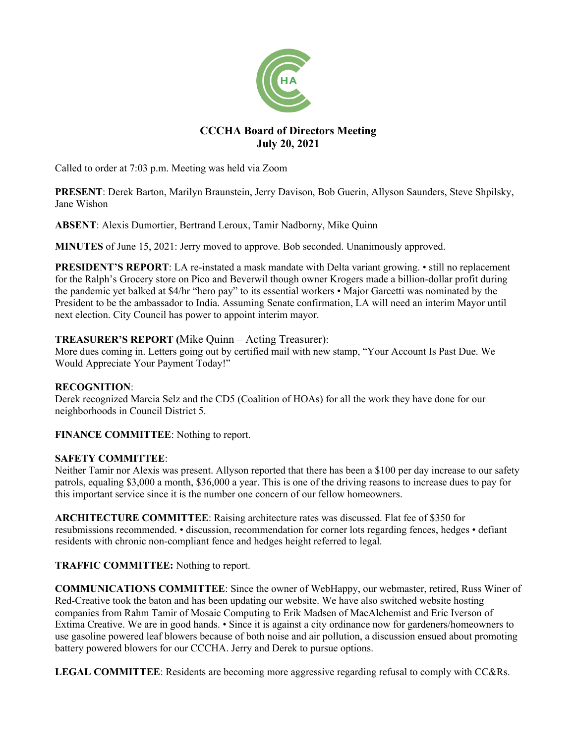# CCCHA Board of Directors Meeting
## July 20, 2021

Called to order at 7:03 p.m. Meeting was held via Zoom

**PRESENT**: Derek Barton, Marilyn Braunstein, Jerry Davison, Bob Guerin, Allyson Saunders, Steve Shpilsky, Jane Wishon

**ABSENT**: Alexis Dumortier, Bertrand Leroux, Tamir Nadborny, Mike Quinn

**MINUTES** of June 15, 2021: Jerry moved to approve. Bob seconded. Unanimously approved.

**PRESIDENT'S REPORT**: LA re-instated a mask mandate with Delta variant growing. • still no replacement for the Ralph's Grocery store on Pico and Beverwil though owner Krogers made a billion-dollar profit during the pandemic yet balked at $4/hr "hero pay" to its essential workers • Major Garcetti was nominated by the President to be the ambassador to India. Assuming Senate confirmation, LA will need an interim Mayor until next election. City Council has power to appoint interim mayor.

**TREASURER'S REPORT (**Mike Quinn – Acting Treasurer):
More dues coming in. Letters going out by certified mail with new stamp, "Your Account Is Past Due. We Would Appreciate Your Payment Today!"

**RECOGNITION**:
Derek recognized Marcia Selz and the CD5 (Coalition of HOAs) for all the work they have done for our neighborhoods in Council District 5.

**FINANCE COMMITTEE**: Nothing to report.

**SAFETY COMMITTEE**:
Neither Tamir nor Alexis was present. Allyson reported that there has been a $100 per day increase to our safety patrols, equaling $3,000 a month, $36,000 a year. This is one of the driving reasons to increase dues to pay for this important service since it is the number one concern of our fellow homeowners.

**ARCHITECTURE COMMITTEE**: Raising architecture rates was discussed. Flat fee of $350 for resubmissions recommended. • discussion, recommendation for corner lots regarding fences, hedges • defiant residents with chronic non-compliant fence and hedges height referred to legal.

**TRAFFIC COMMITTEE:** Nothing to report.

**COMMUNICATIONS COMMITTEE**: Since the owner of WebHappy, our webmaster, retired, Russ Winer of Red-Creative took the baton and has been updating our website. We have also switched website hosting companies from Rahm Tamir of Mosaic Computing to Erik Madsen of MacAlchemist and Eric Iverson of Extima Creative. We are in good hands. • Since it is against a city ordinance now for gardeners/homeowners to use gasoline powered leaf blowers because of both noise and air pollution, a discussion ensued about promoting battery powered blowers for our CCCHA. Jerry and Derek to pursue options.

**LEGAL COMMITTEE**: Residents are becoming more aggressive regarding refusal to comply with CC&Rs.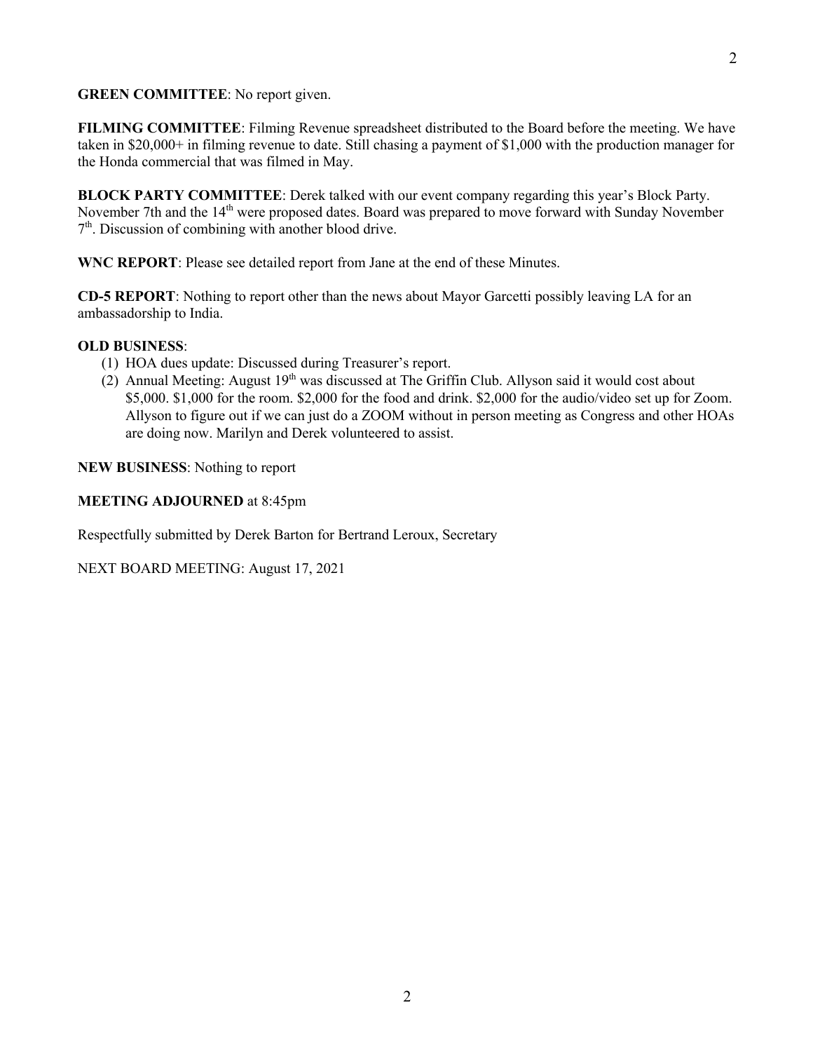**GREEN COMMITTEE**: No report given.

**FILMING COMMITTEE**: Filming Revenue spreadsheet distributed to the Board before the meeting. We have taken in $20,000+ in filming revenue to date. Still chasing a payment of $1,000 with the production manager for the Honda commercial that was filmed in May.

**BLOCK PARTY COMMITTEE**: Derek talked with our event company regarding this year's Block Party. November 7th and the 14th were proposed dates. Board was prepared to move forward with Sunday November 7th. Discussion of combining with another blood drive.

**WNC REPORT**: Please see detailed report from Jane at the end of these Minutes.

**CD-5 REPORT**: Nothing to report other than the news about Mayor Garcetti possibly leaving LA for an ambassadorship to India.

**OLD BUSINESS**:

1. HOA dues update: Discussed during Treasurer's report.
2. Annual Meeting: August 19th was discussed at The Griffin Club. Allyson said it would cost about $5,000. $1,000 for the room. $2,000 for the food and drink. $2,000 for the audio/video set up for Zoom. Allyson to figure out if we can just do a ZOOM without in person meeting as Congress and other HOAs are doing now. Marilyn and Derek volunteered to assist.

**NEW BUSINESS**: Nothing to report

**MEETING ADJOURNED** at 8:45pm

Respectfully submitted by Derek Barton for Bertrand Leroux, Secretary

NEXT BOARD MEETING: August 17, 2021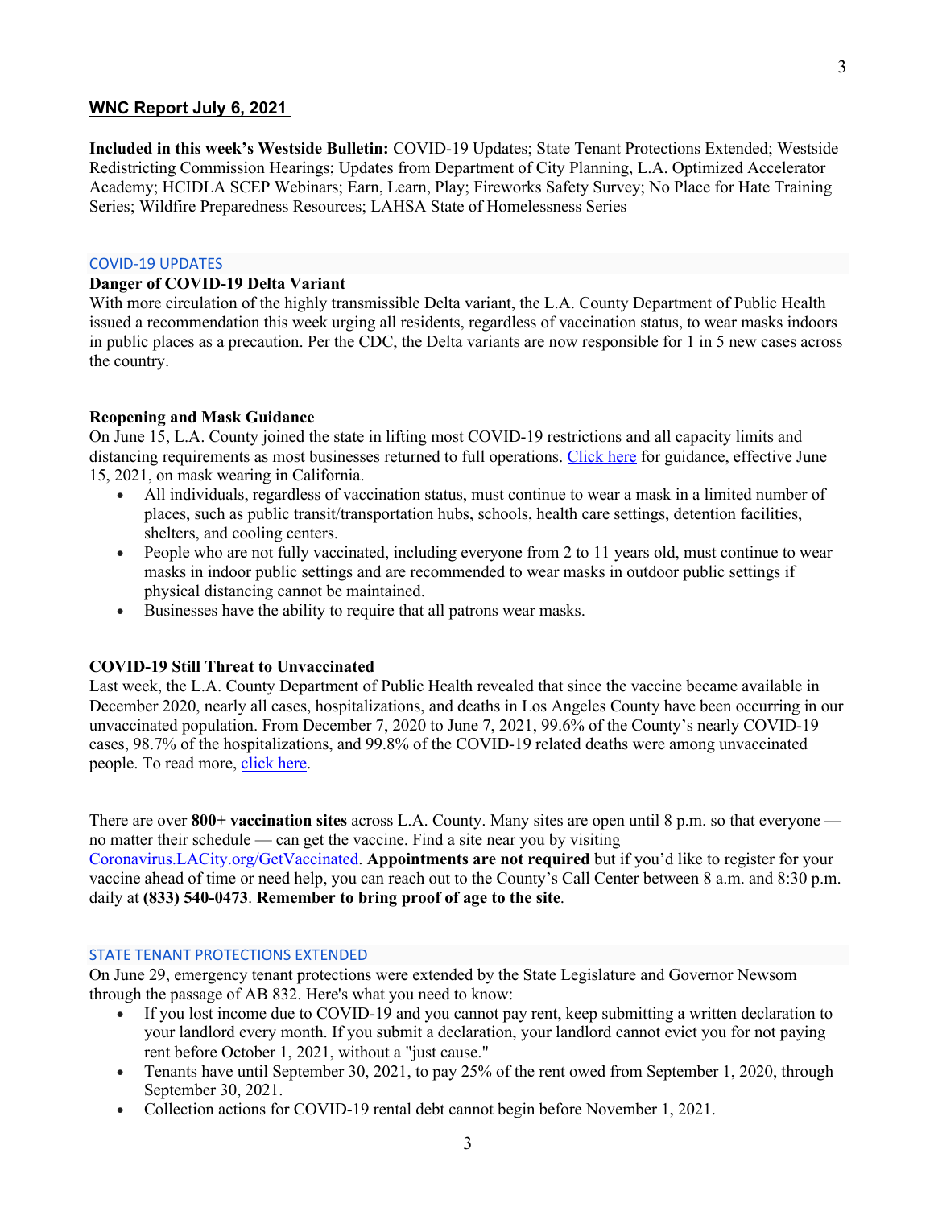## WNC Report July 6, 2021

**Included in this week's Westside Bulletin:** COVID-19 Updates; State Tenant Protections Extended; Westside Redistricting Commission Hearings; Updates from Department of City Planning, L.A. Optimized Accelerator Academy; HCIDLA SCEP Webinars; Earn, Learn, Play; Fireworks Safety Survey; No Place for Hate Training Series; Wildfire Preparedness Resources; LAHSA State of Homelessness Series

### COVID-19 UPDATES

**Danger of COVID-19 Delta Variant**

With more circulation of the highly transmissible Delta variant, the L.A. County Department of Public Health issued a recommendation this week urging all residents, regardless of vaccination status, to wear masks indoors in public places as a precaution. Per the CDC, the Delta variants are now responsible for 1 in 5 new cases across the country.

**Reopening and Mask Guidance**

On June 15, L.A. County joined the state in lifting most COVID-19 restrictions and all capacity limits and distancing requirements as most businesses returned to full operations. Click here for guidance, effective June 15, 2021, on mask wearing in California.

- All individuals, regardless of vaccination status, must continue to wear a mask in a limited number of places, such as public transit/transportation hubs, schools, health care settings, detention facilities, shelters, and cooling centers.
- People who are not fully vaccinated, including everyone from 2 to 11 years old, must continue to wear masks in indoor public settings and are recommended to wear masks in outdoor public settings if physical distancing cannot be maintained.
- Businesses have the ability to require that all patrons wear masks.

**COVID-19 Still Threat to Unvaccinated**

Last week, the L.A. County Department of Public Health revealed that since the vaccine became available in December 2020, nearly all cases, hospitalizations, and deaths in Los Angeles County have been occurring in our unvaccinated population. From December 7, 2020 to June 7, 2021, 99.6% of the County's nearly COVID-19 cases, 98.7% of the hospitalizations, and 99.8% of the COVID-19 related deaths were among unvaccinated people. To read more, click here.

There are over **800+ vaccination sites** across L.A. County. Many sites are open until 8 p.m. so that everyone — no matter their schedule — can get the vaccine. Find a site near you by visiting Coronavirus.LACity.org/GetVaccinated. **Appointments are not required** but if you'd like to register for your vaccine ahead of time or need help, you can reach out to the County's Call Center between 8 a.m. and 8:30 p.m. daily at **(833) 540-0473**. **Remember to bring proof of age to the site**.

### STATE TENANT PROTECTIONS EXTENDED

On June 29, emergency tenant protections were extended by the State Legislature and Governor Newsom through the passage of AB 832. Here's what you need to know:

- If you lost income due to COVID-19 and you cannot pay rent, keep submitting a written declaration to your landlord every month. If you submit a declaration, your landlord cannot evict you for not paying rent before October 1, 2021, without a "just cause."
- Tenants have until September 30, 2021, to pay 25% of the rent owed from September 1, 2020, through September 30, 2021.
- Collection actions for COVID-19 rental debt cannot begin before November 1, 2021.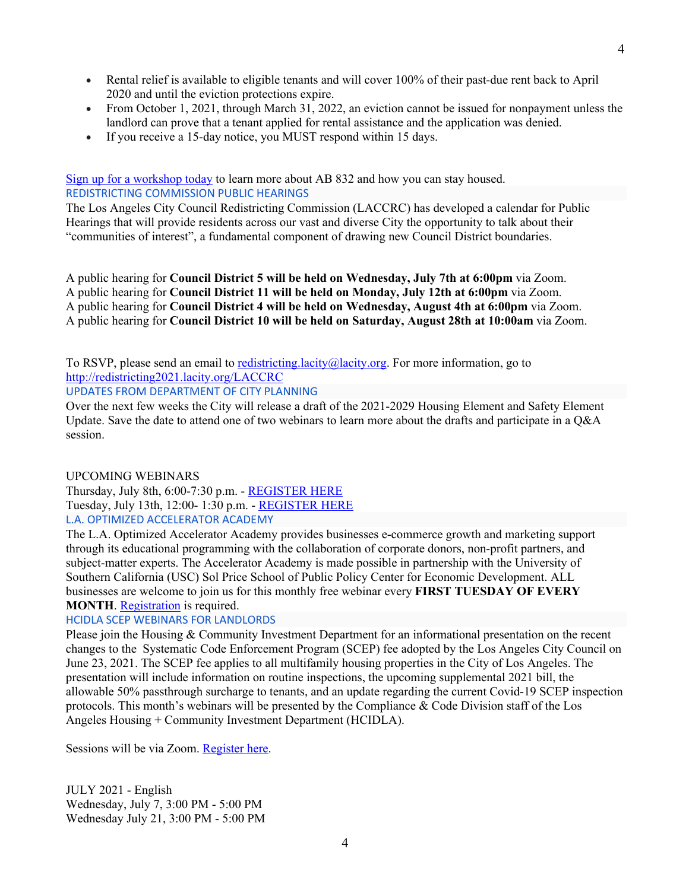- Rental relief is available to eligible tenants and will cover 100% of their past-due rent back to April 2020 and until the eviction protections expire.
- From October 1, 2021, through March 31, 2022, an eviction cannot be issued for nonpayment unless the landlord can prove that a tenant applied for rental assistance and the application was denied.
- If you receive a 15-day notice, you MUST respond within 15 days.

Sign up for a workshop today to learn more about AB 832 and how you can stay housed.

## REDISTRICTING COMMISSION PUBLIC HEARINGS

The Los Angeles City Council Redistricting Commission (LACCRC) has developed a calendar for Public Hearings that will provide residents across our vast and diverse City the opportunity to talk about their "communities of interest", a fundamental component of drawing new Council District boundaries.

A public hearing for **Council District 5 will be held on Wednesday, July 7th at 6:00pm** via Zoom.
A public hearing for **Council District 11 will be held on Monday, July 12th at 6:00pm** via Zoom.
A public hearing for **Council District 4 will be held on Wednesday, August 4th at 6:00pm** via Zoom.
A public hearing for **Council District 10 will be held on Saturday, August 28th at 10:00am** via Zoom.

To RSVP, please send an email to redistricting.lacity@lacity.org. For more information, go to http://redistricting2021.lacity.org/LACCRC

## UPDATES FROM DEPARTMENT OF CITY PLANNING

Over the next few weeks the City will release a draft of the 2021-2029 Housing Element and Safety Element Update. Save the date to attend one of two webinars to learn more about the drafts and participate in a Q&A session.

UPCOMING WEBINARS
Thursday, July 8th, 6:00-7:30 p.m. - REGISTER HERE
Tuesday, July 13th, 12:00- 1:30 p.m. - REGISTER HERE

## L.A. OPTIMIZED ACCELERATOR ACADEMY

The L.A. Optimized Accelerator Academy provides businesses e-commerce growth and marketing support through its educational programming with the collaboration of corporate donors, non-profit partners, and subject-matter experts. The Accelerator Academy is made possible in partnership with the University of Southern California (USC) Sol Price School of Public Policy Center for Economic Development. ALL businesses are welcome to join us for this monthly free webinar every **FIRST TUESDAY OF EVERY MONTH**. Registration is required.

## HCIDLA SCEP WEBINARS FOR LANDLORDS

Please join the Housing & Community Investment Department for an informational presentation on the recent changes to the Systematic Code Enforcement Program (SCEP) fee adopted by the Los Angeles City Council on June 23, 2021. The SCEP fee applies to all multifamily housing properties in the City of Los Angeles. The presentation will include information on routine inspections, the upcoming supplemental 2021 bill, the allowable 50% passthrough surcharge to tenants, and an update regarding the current Covid-19 SCEP inspection protocols. This month's webinars will be presented by the Compliance & Code Division staff of the Los Angeles Housing + Community Investment Department (HCIDLA).

Sessions will be via Zoom. Register here.

JULY 2021 - English
Wednesday, July 7, 3:00 PM - 5:00 PM
Wednesday July 21, 3:00 PM - 5:00 PM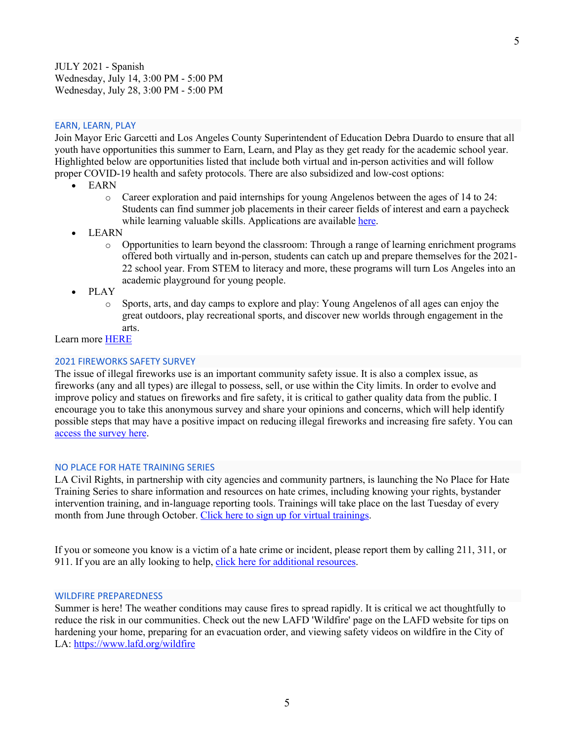JULY 2021 - Spanish
Wednesday, July 14, 3:00 PM - 5:00 PM
Wednesday, July 28, 3:00 PM - 5:00 PM

## EARN, LEARN, PLAY

Join Mayor Eric Garcetti and Los Angeles County Superintendent of Education Debra Duardo to ensure that all youth have opportunities this summer to Earn, Learn, and Play as they get ready for the academic school year. Highlighted below are opportunities listed that include both virtual and in-person activities and will follow proper COVID-19 health and safety protocols. There are also subsidized and low-cost options:

- EARN
  - Career exploration and paid internships for young Angelenos between the ages of 14 to 24: Students can find summer job placements in their career fields of interest and earn a paycheck while learning valuable skills. Applications are available here.
- LEARN
  - Opportunities to learn beyond the classroom: Through a range of learning enrichment programs offered both virtually and in-person, students can catch up and prepare themselves for the 2021-22 school year. From STEM to literacy and more, these programs will turn Los Angeles into an academic playground for young people.
- PLAY
  - Sports, arts, and day camps to explore and play: Young Angelenos of all ages can enjoy the great outdoors, play recreational sports, and discover new worlds through engagement in the arts.

Learn more HERE

## 2021 FIREWORKS SAFETY SURVEY

The issue of illegal fireworks use is an important community safety issue. It is also a complex issue, as fireworks (any and all types) are illegal to possess, sell, or use within the City limits. In order to evolve and improve policy and statues on fireworks and fire safety, it is critical to gather quality data from the public. I encourage you to take this anonymous survey and share your opinions and concerns, which will help identify possible steps that may have a positive impact on reducing illegal fireworks and increasing fire safety. You can access the survey here.

## NO PLACE FOR HATE TRAINING SERIES

LA Civil Rights, in partnership with city agencies and community partners, is launching the No Place for Hate Training Series to share information and resources on hate crimes, including knowing your rights, bystander intervention training, and in-language reporting tools. Trainings will take place on the last Tuesday of every month from June through October. Click here to sign up for virtual trainings.

If you or someone you know is a victim of a hate crime or incident, please report them by calling 211, 311, or 911. If you are an ally looking to help, click here for additional resources.

## WILDFIRE PREPAREDNESS

Summer is here! The weather conditions may cause fires to spread rapidly. It is critical we act thoughtfully to reduce the risk in our communities. Check out the new LAFD 'Wildfire' page on the LAFD website for tips on hardening your home, preparing for an evacuation order, and viewing safety videos on wildfire in the City of LA: https://www.lafd.org/wildfire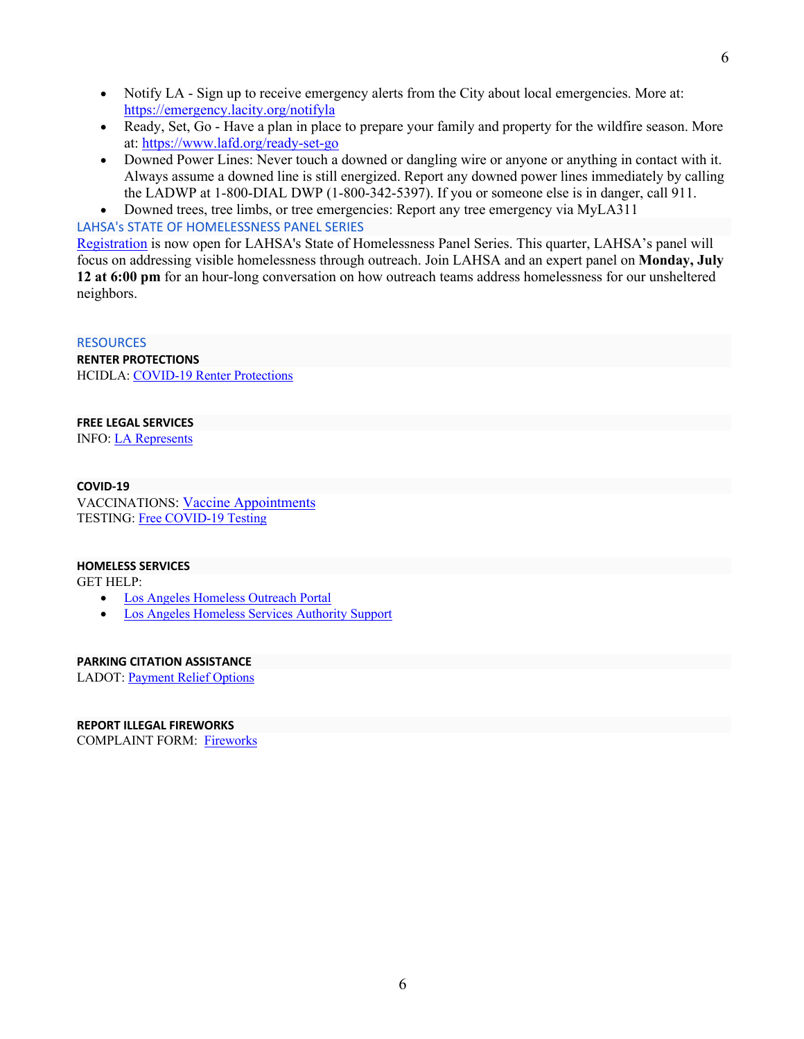- Notify LA - Sign up to receive emergency alerts from the City about local emergencies. More at: https://emergency.lacity.org/notifyla
- Ready, Set, Go - Have a plan in place to prepare your family and property for the wildfire season. More at: https://www.lafd.org/ready-set-go
- Downed Power Lines: Never touch a downed or dangling wire or anyone or anything in contact with it. Always assume a downed line is still energized. Report any downed power lines immediately by calling the LADWP at 1-800-DIAL DWP (1-800-342-5397). If you or someone else is in danger, call 911.
- Downed trees, tree limbs, or tree emergencies: Report any tree emergency via MyLA311

## LAHSA's STATE OF HOMELESSNESS PANEL SERIES

Registration is now open for LAHSA's State of Homelessness Panel Series. This quarter, LAHSA's panel will focus on addressing visible homelessness through outreach. Join LAHSA and an expert panel on **Monday, July 12 at 6:00 pm** for an hour-long conversation on how outreach teams address homelessness for our unsheltered neighbors.

## RESOURCES

### RENTER PROTECTIONS

HCIDLA: COVID-19 Renter Protections

### FREE LEGAL SERVICES

INFO: LA Represents

### COVID-19

VACCINATIONS: Vaccine Appointments
TESTING: Free COVID-19 Testing

### HOMELESS SERVICES

GET HELP:

- Los Angeles Homeless Outreach Portal
- Los Angeles Homeless Services Authority Support

### PARKING CITATION ASSISTANCE

LADOT: Payment Relief Options

### REPORT ILLEGAL FIREWORKS

COMPLAINT FORM: Fireworks